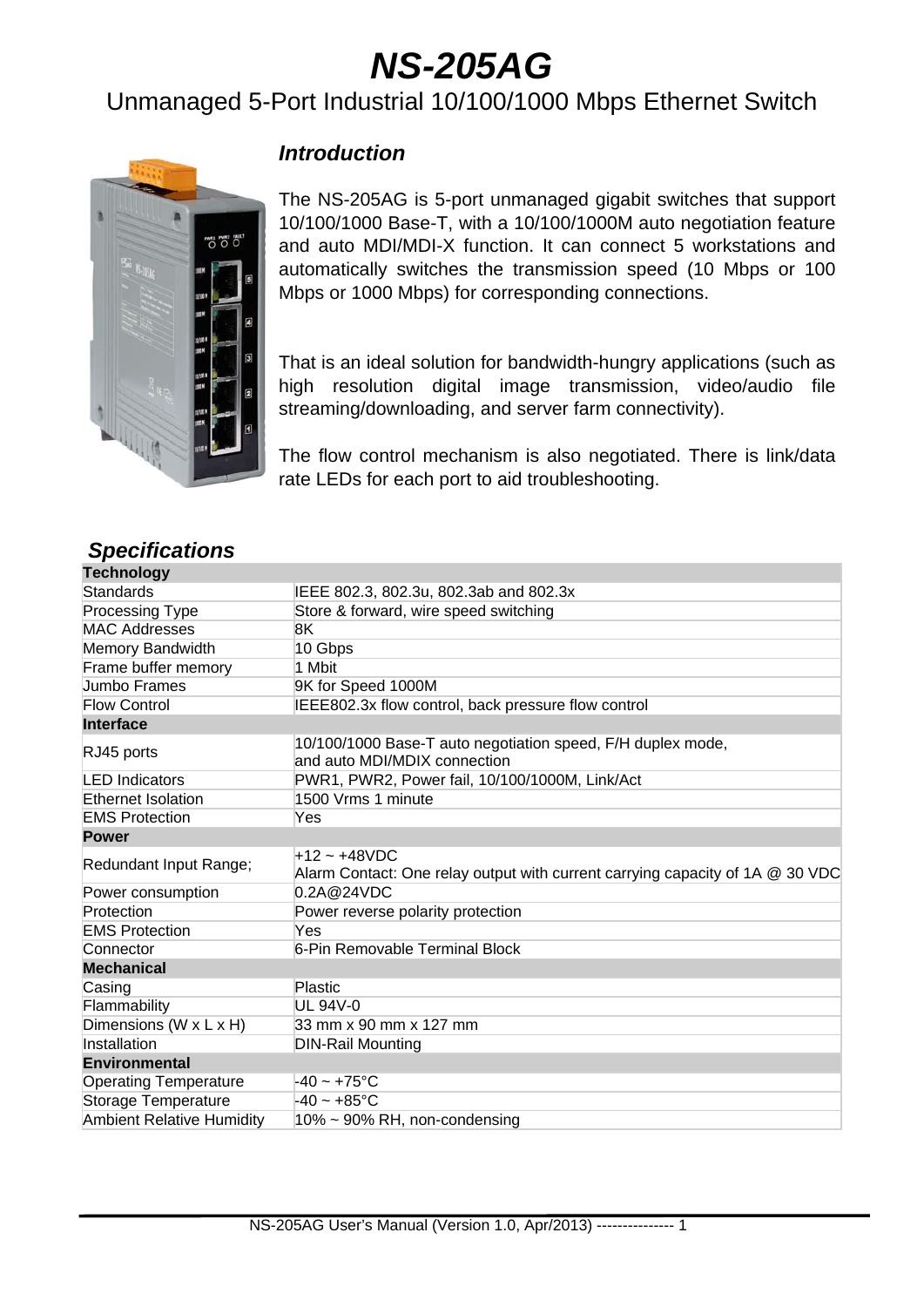# NS-205AG

Unmanaged 5-Port Industrial 10/100/1000 Mbps Ethernet Switch

## Introduction

The NS-205AG is 5-port unmanaged gigabit switches that support 10/100/1000 Base-T, with a 10/100/1000M auto negotiation feature and auto MDI/MDI-X function. It can connect 5 workstations and automatically switches the transmission speed (10 Mbps or 100 Mbps or 1000 Mbps) for corresponding connections.

That is an ideal solution for bandwidth-hungry applications (such as high resolution digital image transmission, video/audio file streaming/downloading, and server farm connectivity).

The flow control mechanism is also negotiated. There is link/data rate LEDs for each port to aid troubleshooting.

## Specifications

| **Technology** | |
|---|---|
| Standards | IEEE 802.3, 802.3u, 802.3ab and 802.3x |
| Processing Type | Store & forward, wire speed switching |
| MAC Addresses | 8K |
| Memory Bandwidth | 10 Gbps |
| Frame buffer memory | 1 Mbit |
| Jumbo Frames | 9K for Speed 1000M |
| Flow Control | IEEE802.3x flow control, back pressure flow control |
| **Interface** | |
| RJ45 ports | 10/100/1000 Base-T auto negotiation speed, F/H duplex mode, and auto MDI/MDIX connection |
| LED Indicators | PWR1, PWR2, Power fail, 10/100/1000M, Link/Act |
| Ethernet Isolation | 1500 Vrms 1 minute |
| EMS Protection | Yes |
| **Power** | |
| Redundant Input Range; | +12 ~ +48VDC<br>Alarm Contact: One relay output with current carrying capacity of 1A @ 30 VDC |
| Power consumption | 0.2A@24VDC |
| Protection | Power reverse polarity protection |
| EMS Protection | Yes |
| Connector | 6-Pin Removable Terminal Block |
| **Mechanical** | |
| Casing | Plastic |
| Flammability | UL 94V-0 |
| Dimensions (W x L x H) | 33 mm x 90 mm x 127 mm |
| Installation | DIN-Rail Mounting |
| **Environmental** | |
| Operating Temperature | -40 ~ +75°C |
| Storage Temperature | -40 ~ +85°C |
| Ambient Relative Humidity | 10% ~ 90% RH, non-condensing |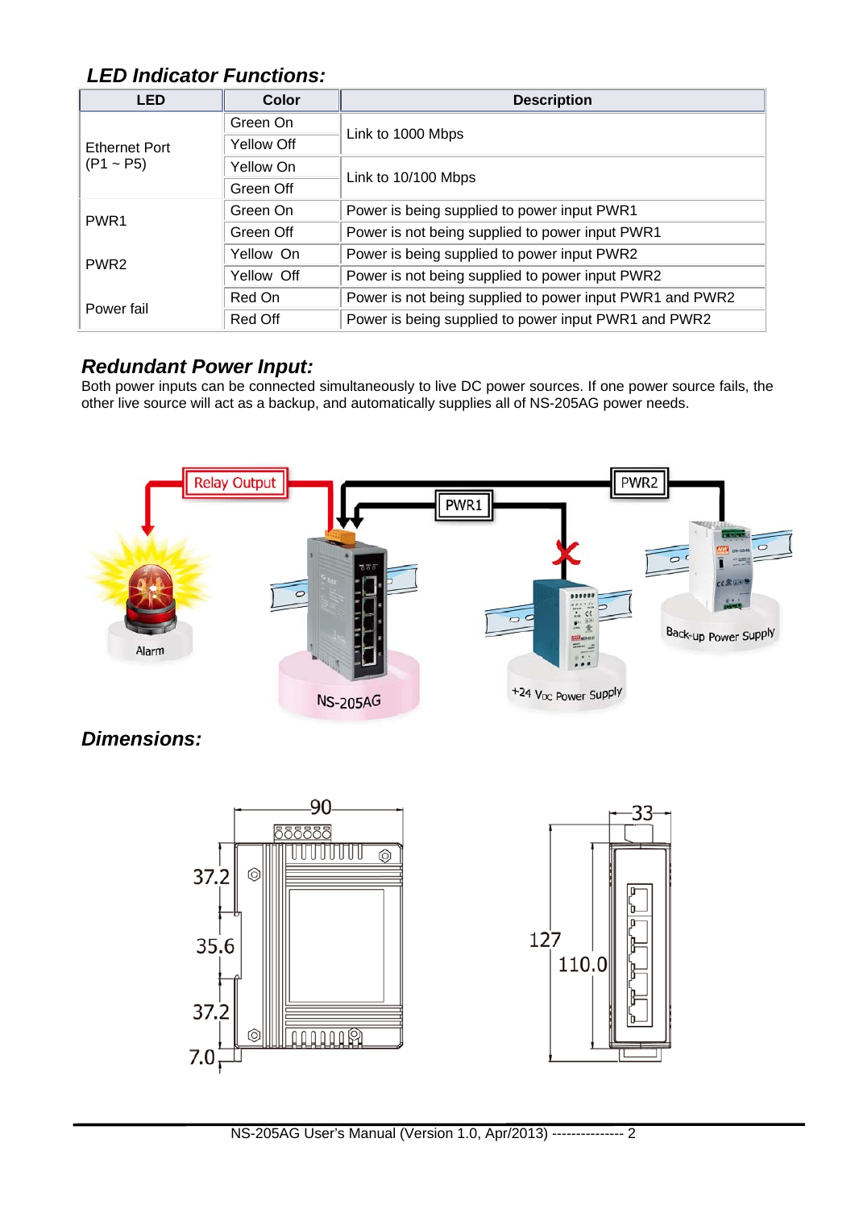### *LED Indicator Functions:*

| LED | Color | Description |
|---|---|---|
| Ethernet Port (P1 ~ P5) | Green On | Link to 1000 Mbps |
| | Yellow Off | |
| | Yellow On | Link to 10/100 Mbps |
| | Green Off | |
| PWR1 | Green On | Power is being supplied to power input PWR1 |
| | Green Off | Power is not being supplied to power input PWR1 |
| PWR2 | Yellow On | Power is being supplied to power input PWR2 |
| | Yellow Off | Power is not being supplied to power input PWR2 |
| Power fail | Red On | Power is not being supplied to power input PWR1 and PWR2 |
| | Red Off | Power is being supplied to power input PWR1 and PWR2 |

### *Redundant Power Input:*

Both power inputs can be connected simultaneously to live DC power sources. If one power source fails, the other live source will act as a backup, and automatically supplies all of NS-205AG power needs.

Relay Output
PWR1
PWR2
Alarm
NS-205AG
+24 $V_{DC}$ Power Supply
Back-up Power Supply

### *Dimensions:*

90
37.2
35.6
37.2
7.0
33
127
110.0